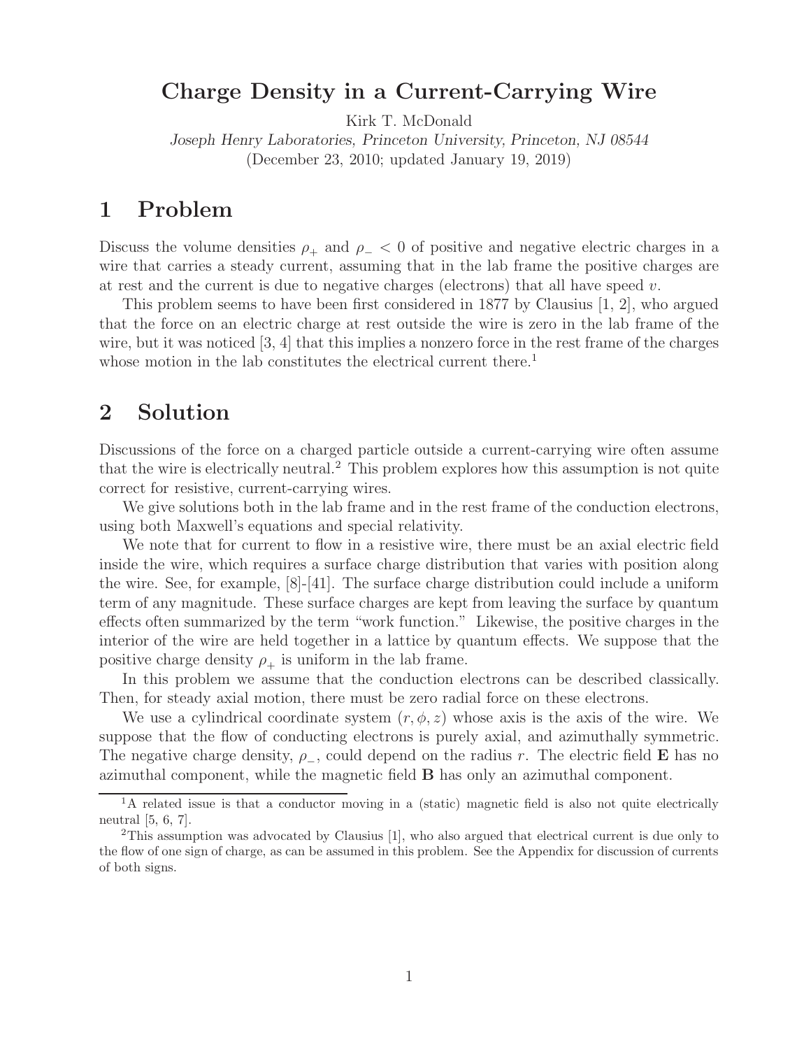# Charge Density in a Current-Carrying Wire

Kirk T. McDonald

*Joseph Henry Laboratories, Princeton University, Princeton, NJ 08544*

(December 23, 2010; updated January 19, 2019)

## 1 Problem

Discuss the volume densities $\rho_+$ and $\rho_- < 0$ of positive and negative electric charges in a wire that carries a steady current, assuming that in the lab frame the positive charges are at rest and the current is due to negative charges (electrons) that all have speed $v$.

This problem seems to have been first considered in 1877 by Clausius [1, 2], who argued that the force on an electric charge at rest outside the wire is zero in the lab frame of the wire, but it was noticed [3, 4] that this implies a nonzero force in the rest frame of the charges whose motion in the lab constitutes the electrical current there.[1]

## 2 Solution

Discussions of the force on a charged particle outside a current-carrying wire often assume that the wire is electrically neutral.[2] This problem explores how this assumption is not quite correct for resistive, current-carrying wires.

We give solutions both in the lab frame and in the rest frame of the conduction electrons, using both Maxwell's equations and special relativity.

We note that for current to flow in a resistive wire, there must be an axial electric field inside the wire, which requires a surface charge distribution that varies with position along the wire. See, for example, [8]-[41]. The surface charge distribution could include a uniform term of any magnitude. These surface charges are kept from leaving the surface by quantum effects often summarized by the term "work function." Likewise, the positive charges in the interior of the wire are held together in a lattice by quantum effects. We suppose that the positive charge density $\rho_+$ is uniform in the lab frame.

In this problem we assume that the conduction electrons can be described classically. Then, for steady axial motion, there must be zero radial force on these electrons.

We use a cylindrical coordinate system $(r, \phi, z)$ whose axis is the axis of the wire. We suppose that the flow of conducting electrons is purely axial, and azimuthally symmetric. The negative charge density, $\rho_-$, could depend on the radius $r$. The electric field $\mathbf{E}$ has no azimuthal component, while the magnetic field $\mathbf{B}$ has only an azimuthal component.

[1] A related issue is that a conductor moving in a (static) magnetic field is also not quite electrically neutral [5, 6, 7].

[2] This assumption was advocated by Clausius [1], who also argued that electrical current is due only to the flow of one sign of charge, as can be assumed in this problem. See the Appendix for discussion of currents of both signs.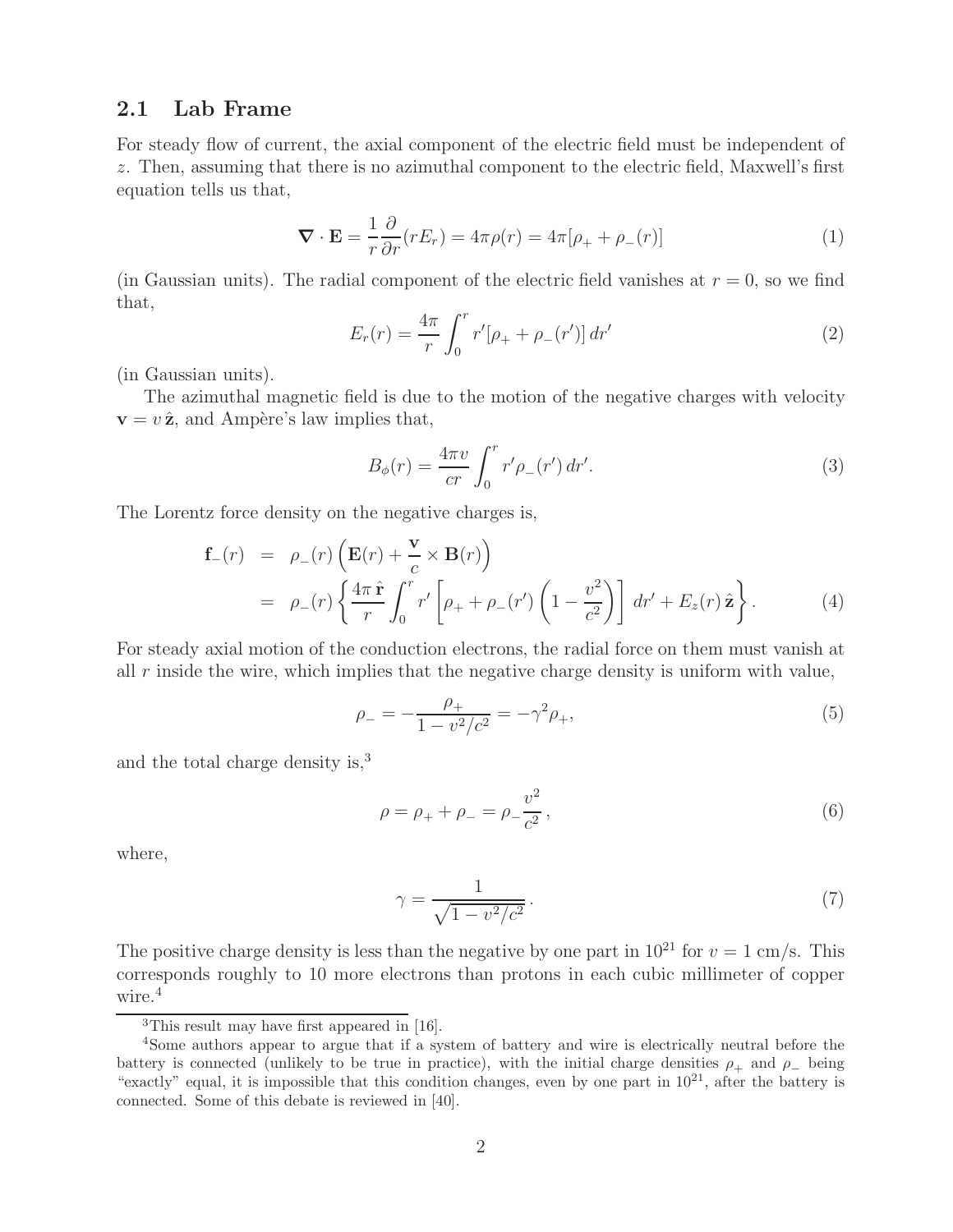## 2.1 Lab Frame

For steady flow of current, the axial component of the electric field must be independent of $z$. Then, assuming that there is no azimuthal component to the electric field, Maxwell's first equation tells us that,

$$\nabla \cdot \mathbf{E} = \frac{1}{r}\frac{\partial}{\partial r}(rE_r) = 4\pi\rho(r) = 4\pi[\rho_+ + \rho_-(r)] \tag{1}$$

(in Gaussian units). The radial component of the electric field vanishes at $r = 0$, so we find that,

$$E_r(r) = \frac{4\pi}{r}\int_0^r r'[\rho_+ + \rho_-(r')]\, dr' \tag{2}$$

(in Gaussian units).

The azimuthal magnetic field is due to the motion of the negative charges with velocity $\mathbf{v} = v\,\hat{\mathbf{z}}$, and Ampère's law implies that,

$$B_\phi(r) = \frac{4\pi v}{cr}\int_0^r r'\rho_-(r')\, dr'. \tag{3}$$

The Lorentz force density on the negative charges is,

$$\begin{aligned}
\mathbf{f}_-(r) &= \rho_-(r)\left(\mathbf{E}(r) + \frac{\mathbf{v}}{c}\times\mathbf{B}(r)\right) \\
&= \rho_-(r)\left\{\frac{4\pi\,\hat{\mathbf{r}}}{r}\int_0^r r'\left[\rho_+ + \rho_-(r')\left(1 - \frac{v^2}{c^2}\right)\right]\, dr' + E_z(r)\,\hat{\mathbf{z}}\right\}.
\end{aligned} \tag{4}$$

For steady axial motion of the conduction electrons, the radial force on them must vanish at all $r$ inside the wire, which implies that the negative charge density is uniform with value,

$$\rho_- = -\frac{\rho_+}{1 - v^2/c^2} = -\gamma^2\rho_+, \tag{5}$$

and the total charge density is,[3]

$$\rho = \rho_+ + \rho_- = \rho_-\frac{v^2}{c^2}, \tag{6}$$

where,

$$\gamma = \frac{1}{\sqrt{1 - v^2/c^2}}. \tag{7}$$

The positive charge density is less than the negative by one part in $10^{21}$ for $v = 1$ cm/s. This corresponds roughly to 10 more electrons than protons in each cubic millimeter of copper wire.[4]

[3] This result may have first appeared in [16].

[4] Some authors appear to argue that if a system of battery and wire is electrically neutral before the battery is connected (unlikely to be true in practice), with the initial charge densities $\rho_+$ and $\rho_-$ being "exactly" equal, it is impossible that this condition changes, even by one part in $10^{21}$, after the battery is connected. Some of this debate is reviewed in [40].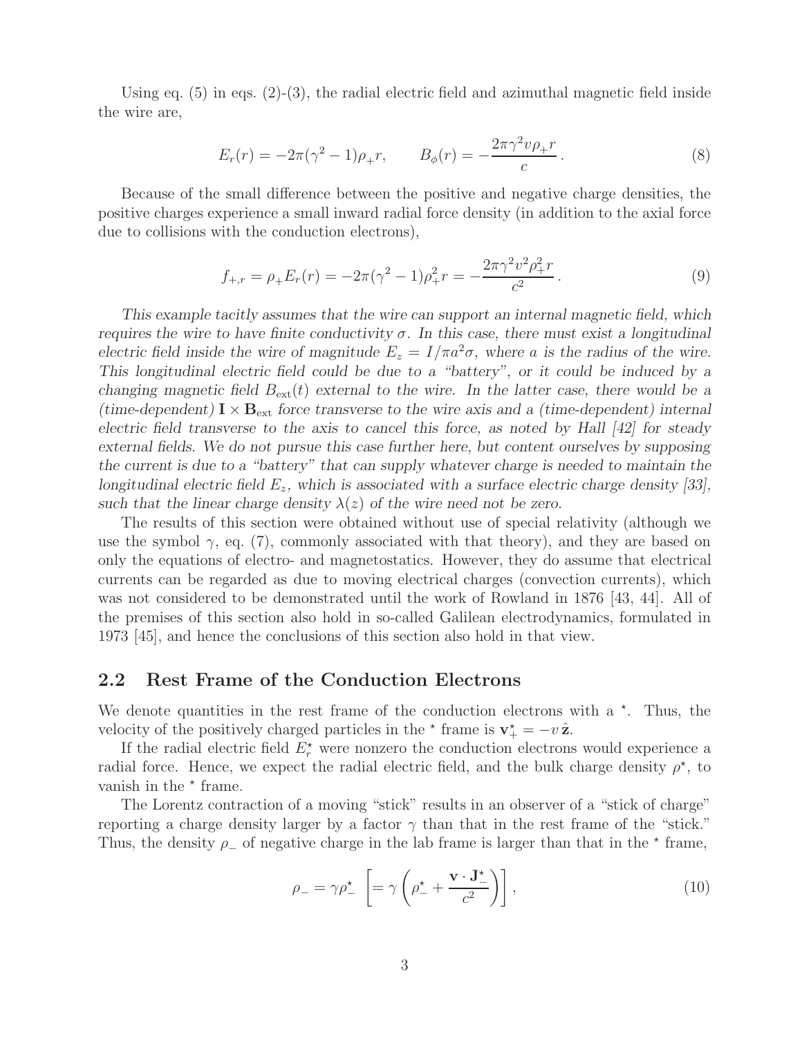Using eq. (5) in eqs. (2)-(3), the radial electric field and azimuthal magnetic field inside the wire are,

$$E_r(r) = -2\pi(\gamma^2 - 1)\rho_+ r, \qquad B_\phi(r) = -\frac{2\pi\gamma^2 v \rho_+ r}{c}\,. \tag{8}$$

Because of the small difference between the positive and negative charge densities, the positive charges experience a small inward radial force density (in addition to the axial force due to collisions with the conduction electrons),

$$f_{+,r} = \rho_+ E_r(r) = -2\pi(\gamma^2 - 1)\rho_+^2 r = -\frac{2\pi\gamma^2 v^2 \rho_+^2 r}{c^2}\,. \tag{9}$$

*This example tacitly assumes that the wire can support an internal magnetic field, which requires the wire to have finite conductivity $\sigma$. In this case, there must exist a longitudinal electric field inside the wire of magnitude $E_z = I/\pi a^2 \sigma$, where $a$ is the radius of the wire. This longitudinal electric field could be due to a "battery", or it could be induced by a changing magnetic field $B_{\rm ext}(t)$ external to the wire. In the latter case, there would be a (time-dependent) $\mathbf{I} \times \mathbf{B}_{\rm ext}$ force transverse to the wire axis and a (time-dependent) internal electric field transverse to the axis to cancel this force, as noted by Hall [42] for steady external fields. We do not pursue this case further here, but content ourselves by supposing the current is due to a "battery" that can supply whatever charge is needed to maintain the longitudinal electric field $E_z$, which is associated with a surface electric charge density [33], such that the linear charge density $\lambda(z)$ of the wire need not be zero.*

The results of this section were obtained without use of special relativity (although we use the symbol $\gamma$, eq. (7), commonly associated with that theory), and they are based on only the equations of electro- and magnetostatics. However, they do assume that electrical currents can be regarded as due to moving electrical charges (convection currents), which was not considered to be demonstrated until the work of Rowland in 1876 [43, 44]. All of the premises of this section also hold in so-called Galilean electrodynamics, formulated in 1973 [45], and hence the conclusions of this section also hold in that view.

## 2.2 Rest Frame of the Conduction Electrons

We denote quantities in the rest frame of the conduction electrons with a $^\star$. Thus, the velocity of the positively charged particles in the $^\star$ frame is $\mathbf{v}_+^\star = -v\,\hat{\mathbf{z}}$.

If the radial electric field $E_r^\star$ were nonzero the conduction electrons would experience a radial force. Hence, we expect the radial electric field, and the bulk charge density $\rho^\star$, to vanish in the $^\star$ frame.

The Lorentz contraction of a moving "stick" results in an observer of a "stick of charge" reporting a charge density larger by a factor $\gamma$ than that in the rest frame of the "stick." Thus, the density $\rho_-$ of negative charge in the lab frame is larger than that in the $^\star$ frame,

$$\rho_- = \gamma \rho_-^\star \;\; \left[= \gamma\left(\rho_-^\star + \frac{\mathbf{v} \cdot \mathbf{J}_-^\star}{c^2}\right)\right], \tag{10}$$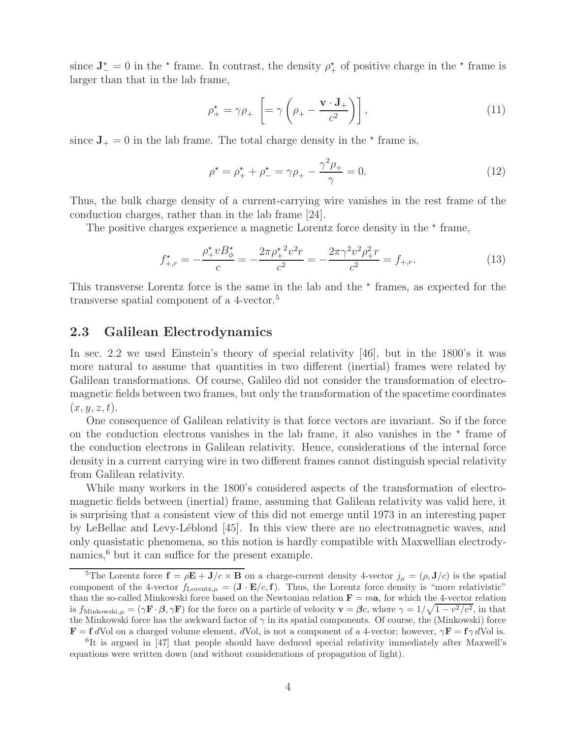since $\mathbf{J}^\star_- = 0$ in the $\star$ frame. In contrast, the density $\rho^\star_+$ of positive charge in the $\star$ frame is larger than that in the lab frame,

$$\rho^\star_+ = \gamma \rho_+ \quad \left[ = \gamma \left( \rho_+ - \frac{\mathbf{v} \cdot \mathbf{J}_+}{c^2} \right) \right], \tag{11}$$

since $\mathbf{J}_+ = 0$ in the lab frame. The total charge density in the $\star$ frame is,

$$\rho^\star = \rho^\star_+ + \rho^\star_- = \gamma \rho_+ - \frac{\gamma^2 \rho_+}{\gamma} = 0. \tag{12}$$

Thus, the bulk charge density of a current-carrying wire vanishes in the rest frame of the conduction charges, rather than in the lab frame [24].

The positive charges experience a magnetic Lorentz force density in the $\star$ frame,

$$f^\star_{+,r} = -\frac{\rho^\star_+ v B^\star_\phi}{c} = -\frac{2\pi {\rho^\star_+}^2 v^2 r}{c^2} = -\frac{2\pi \gamma^2 v^2 \rho_+^2 r}{c^2} = f_{+,r}. \tag{13}$$

This transverse Lorentz force is the same in the lab and the $\star$ frames, as expected for the transverse spatial component of a 4-vector.[5]

## 2.3 Galilean Electrodynamics

In sec. 2.2 we used Einstein's theory of special relativity [46], but in the 1800's it was more natural to assume that quantities in two different (inertial) frames were related by Galilean transformations. Of course, Galileo did not consider the transformation of electromagnetic fields between two frames, but only the transformation of the spacetime coordinates $(x, y, z, t)$.

One consequence of Galilean relativity is that force vectors are invariant. So if the force on the conduction electrons vanishes in the lab frame, it also vanishes in the $\star$ frame of the conduction electrons in Galilean relativity. Hence, considerations of the internal force density in a current carrying wire in two different frames cannot distinguish special relativity from Galilean relativity.

While many workers in the 1800's considered aspects of the transformation of electromagnetic fields between (inertial) frame, assuming that Galilean relativity was valid here, it is surprising that a consistent view of this did not emerge until 1973 in an interesting paper by LeBellac and Levy-Léblond [45]. In this view there are no electromagnetic waves, and only quasistatic phenomena, so this notion is hardly compatible with Maxwellian electrodynamics,[6] but it can suffice for the present example.

---

[5] The Lorentz force $\mathbf{f} = \rho \mathbf{E} + \mathbf{J}/c \times \mathbf{B}$ on a charge-current density 4-vector $j_\mu = (\rho, \mathbf{J}/c)$ is the spatial component of the 4-vector $f_{\text{Lorentz},\mu} = (\mathbf{J} \cdot \mathbf{E}/c, \mathbf{f})$. Thus, the Lorentz force density is "more relativistic" than the so-called Minkowski force based on the Newtonian relation $\mathbf{F} = m\mathbf{a}$, for which the 4-vector relation is $f_{\text{Minkowski},\mu} = (\gamma \mathbf{F} \cdot \boldsymbol{\beta}, \gamma \mathbf{F})$ for the force on a particle of velocity $\mathbf{v} = \boldsymbol{\beta} c$, where $\gamma = 1/\sqrt{1 - v^2/c^2}$, in that the Minkowski force has the awkward factor of $\gamma$ in its spatial components. Of course, the (Minkowski) force $\mathbf{F} = \mathbf{f}\, d\text{Vol}$ on a charged volume element, $d\text{Vol}$, is not a component of a 4-vector; however, $\gamma \mathbf{F} = \mathbf{f} \gamma\, d\text{Vol}$ is.

[6] It is argued in [47] that people should have deduced special relativity immediately after Maxwell's equations were written down (and without considerations of propagation of light).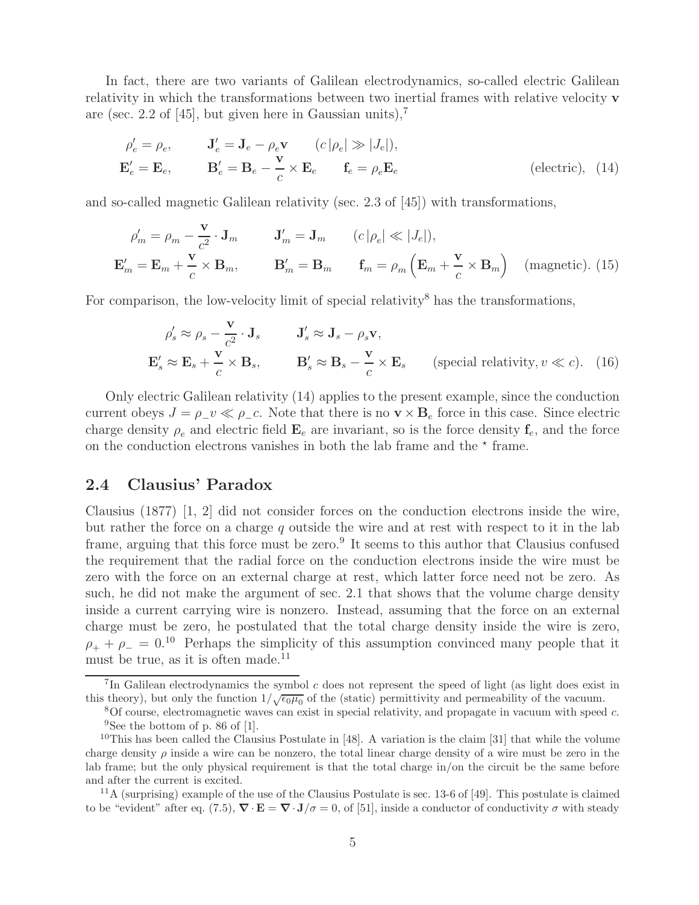In fact, there are two variants of Galilean electrodynamics, so-called electric Galilean relativity in which the transformations between two inertial frames with relative velocity $\mathbf{v}$ are (sec. 2.2 of [45], but given here in Gaussian units),[7]

$$
\begin{aligned}
&\rho_e' = \rho_e, \qquad \mathbf{J}_e' = \mathbf{J}_e - \rho_e \mathbf{v} \qquad (c\,|\rho_e| \gg |J_e|), \\
&\mathbf{E}_e' = \mathbf{E}_e, \qquad \mathbf{B}_e' = \mathbf{B}_e - \frac{\mathbf{v}}{c} \times \mathbf{E}_e \qquad \mathbf{f}_e = \rho_e \mathbf{E}_e \qquad \text{(electric)}, \quad (14)
\end{aligned}
$$

and so-called magnetic Galilean relativity (sec. 2.3 of [45]) with transformations,

$$
\begin{aligned}
&\rho_m' = \rho_m - \frac{\mathbf{v}}{c^2} \cdot \mathbf{J}_m \qquad \mathbf{J}_m' = \mathbf{J}_m \qquad (c\,|\rho_e| \ll |J_e|), \\
&\mathbf{E}_m' = \mathbf{E}_m + \frac{\mathbf{v}}{c} \times \mathbf{B}_m, \qquad \mathbf{B}_m' = \mathbf{B}_m \qquad \mathbf{f}_m = \rho_m \left( \mathbf{E}_m + \frac{\mathbf{v}}{c} \times \mathbf{B}_m \right) \quad \text{(magnetic)}. \quad (15)
\end{aligned}
$$

For comparison, the low-velocity limit of special relativity[8] has the transformations,

$$
\begin{aligned}
&\rho_s' \approx \rho_s - \frac{\mathbf{v}}{c^2} \cdot \mathbf{J}_s \qquad \mathbf{J}_s' \approx \mathbf{J}_s - \rho_s \mathbf{v}, \\
&\mathbf{E}_s' \approx \mathbf{E}_s + \frac{\mathbf{v}}{c} \times \mathbf{B}_s, \qquad \mathbf{B}_s' \approx \mathbf{B}_s - \frac{\mathbf{v}}{c} \times \mathbf{E}_s \qquad \text{(special relativity}, v \ll c). \quad (16)
\end{aligned}
$$

Only electric Galilean relativity (14) applies to the present example, since the conduction current obeys $J = \rho_- v \ll \rho_- c$. Note that there is no $\mathbf{v} \times \mathbf{B}_e$ force in this case. Since electric charge density $\rho_e$ and electric field $\mathbf{E}_e$ are invariant, so is the force density $\mathbf{f}_e$, and the force on the conduction electrons vanishes in both the lab frame and the $\star$ frame.

## 2.4 Clausius' Paradox

Clausius (1877) [1, 2] did not consider forces on the conduction electrons inside the wire, but rather the force on a charge $q$ outside the wire and at rest with respect to it in the lab frame, arguing that this force must be zero.[9] It seems to this author that Clausius confused the requirement that the radial force on the conduction electrons inside the wire must be zero with the force on an external charge at rest, which latter force need not be zero. As such, he did not make the argument of sec. 2.1 that shows that the volume charge density inside a current carrying wire is nonzero. Instead, assuming that the force on an external charge must be zero, he postulated that the total charge density inside the wire is zero, $\rho_+ + \rho_- = 0$.[10] Perhaps the simplicity of this assumption convinced many people that it must be true, as it is often made.[11]

---

[7] In Galilean electrodynamics the symbol $c$ does not represent the speed of light (as light does exist in this theory), but only the function $1/\sqrt{\epsilon_0 \mu_0}$ of the (static) permittivity and permeability of the vacuum.

[8] Of course, electromagnetic waves can exist in special relativity, and propagate in vacuum with speed $c$.

[9] See the bottom of p. 86 of [1].

[10] This has been called the Clausius Postulate in [48]. A variation is the claim [31] that while the volume charge density $\rho$ inside a wire can be nonzero, the total linear charge density of a wire must be zero in the lab frame; but the only physical requirement is that the total charge in/on the circuit be the same before and after the current is excited.

[11] A (surprising) example of the use of the Clausius Postulate is sec. 13-6 of [49]. This postulate is claimed to be "evident" after eq. (7.5), $\nabla \cdot \mathbf{E} = \nabla \cdot \mathbf{J}/\sigma = 0$, of [51], inside a conductor of conductivity $\sigma$ with steady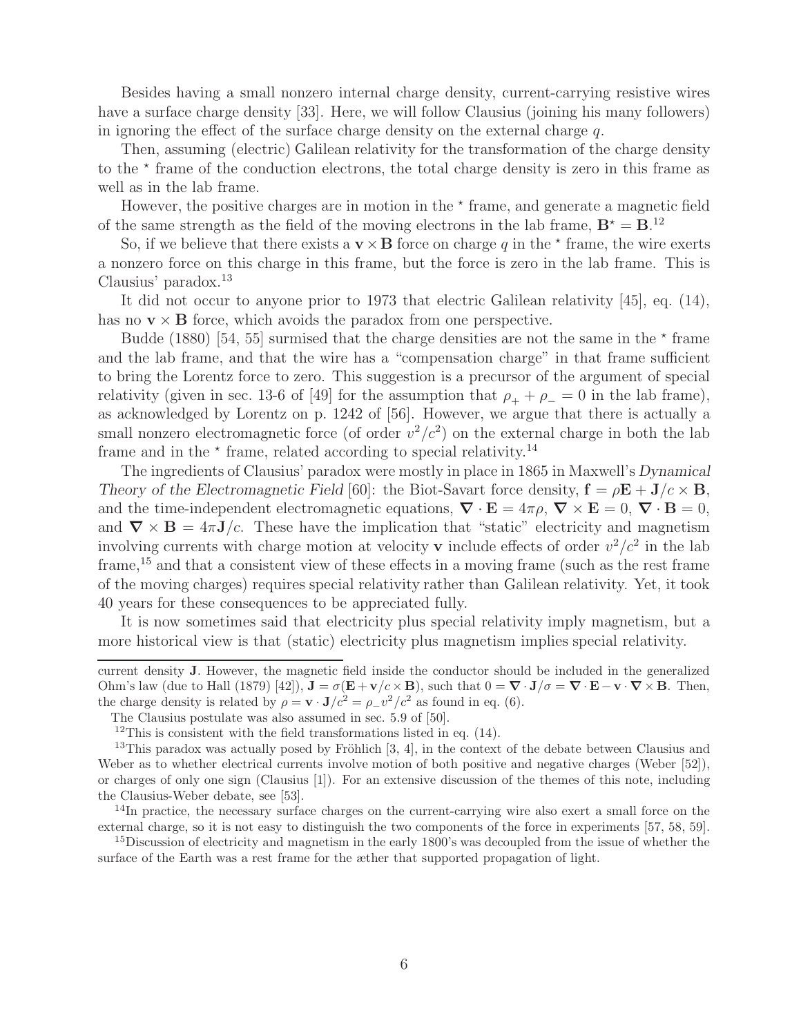Besides having a small nonzero internal charge density, current-carrying resistive wires have a surface charge density [33]. Here, we will follow Clausius (joining his many followers) in ignoring the effect of the surface charge density on the external charge $q$.

Then, assuming (electric) Galilean relativity for the transformation of the charge density to the $\star$ frame of the conduction electrons, the total charge density is zero in this frame as well as in the lab frame.

However, the positive charges are in motion in the $\star$ frame, and generate a magnetic field of the same strength as the field of the moving electrons in the lab frame, $\mathbf{B}^\star = \mathbf{B}$.[12]

So, if we believe that there exists a $\mathbf{v} \times \mathbf{B}$ force on charge $q$ in the $\star$ frame, the wire exerts a nonzero force on this charge in this frame, but the force is zero in the lab frame. This is Clausius' paradox.[13]

It did not occur to anyone prior to 1973 that electric Galilean relativity [45], eq. (14), has no $\mathbf{v} \times \mathbf{B}$ force, which avoids the paradox from one perspective.

Budde (1880) [54, 55] surmised that the charge densities are not the same in the $\star$ frame and the lab frame, and that the wire has a "compensation charge" in that frame sufficient to bring the Lorentz force to zero. This suggestion is a precursor of the argument of special relativity (given in sec. 13-6 of [49] for the assumption that $\rho_+ + \rho_- = 0$ in the lab frame), as acknowledged by Lorentz on p. 1242 of [56]. However, we argue that there is actually a small nonzero electromagnetic force (of order $v^2/c^2$) on the external charge in both the lab frame and in the $\star$ frame, related according to special relativity.[14]

The ingredients of Clausius' paradox were mostly in place in 1865 in Maxwell's *Dynamical Theory of the Electromagnetic Field* [60]: the Biot-Savart force density, $\mathbf{f} = \rho\mathbf{E} + \mathbf{J}/c \times \mathbf{B}$, and the time-independent electromagnetic equations, $\boldsymbol{\nabla} \cdot \mathbf{E} = 4\pi\rho$, $\boldsymbol{\nabla} \times \mathbf{E} = 0$, $\boldsymbol{\nabla} \cdot \mathbf{B} = 0$, and $\boldsymbol{\nabla} \times \mathbf{B} = 4\pi\mathbf{J}/c$. These have the implication that "static" electricity and magnetism involving currents with charge motion at velocity $\mathbf{v}$ include effects of order $v^2/c^2$ in the lab frame,[15] and that a consistent view of these effects in a moving frame (such as the rest frame of the moving charges) requires special relativity rather than Galilean relativity. Yet, it took 40 years for these consequences to be appreciated fully.

It is now sometimes said that electricity plus special relativity imply magnetism, but a more historical view is that (static) electricity plus magnetism implies special relativity.

---

current density $\mathbf{J}$. However, the magnetic field inside the conductor should be included in the generalized Ohm's law (due to Hall (1879) [42]), $\mathbf{J} = \sigma(\mathbf{E} + \mathbf{v}/c \times \mathbf{B})$, such that $0 = \boldsymbol{\nabla} \cdot \mathbf{J}/\sigma = \boldsymbol{\nabla} \cdot \mathbf{E} - \mathbf{v} \cdot \boldsymbol{\nabla} \times \mathbf{B}$. Then, the charge density is related by $\rho = \mathbf{v} \cdot \mathbf{J}/c^2 = \rho_- v^2/c^2$ as found in eq. (6).

The Clausius postulate was also assumed in sec. 5.9 of [50].

[12] This is consistent with the field transformations listed in eq. (14).

[13] This paradox was actually posed by Fröhlich [3, 4], in the context of the debate between Clausius and Weber as to whether electrical currents involve motion of both positive and negative charges (Weber [52]), or charges of only one sign (Clausius [1]). For an extensive discussion of the themes of this note, including the Clausius-Weber debate, see [53].

[14] In practice, the necessary surface charges on the current-carrying wire also exert a small force on the external charge, so it is not easy to distinguish the two components of the force in experiments [57, 58, 59].

[15] Discussion of electricity and magnetism in the early 1800's was decoupled from the issue of whether the surface of the Earth was a rest frame for the æther that supported propagation of light.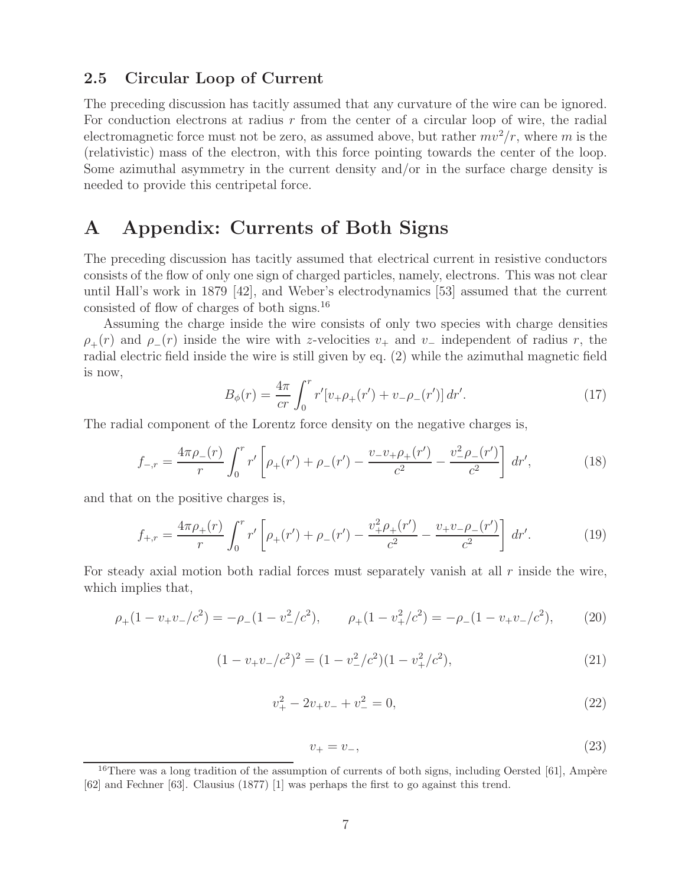### 2.5 Circular Loop of Current

The preceding discussion has tacitly assumed that any curvature of the wire can be ignored. For conduction electrons at radius $r$ from the center of a circular loop of wire, the radial electromagnetic force must not be zero, as assumed above, but rather $mv^2/r$, where $m$ is the (relativistic) mass of the electron, with this force pointing towards the center of the loop. Some azimuthal asymmetry in the current density and/or in the surface charge density is needed to provide this centripetal force.

# A Appendix: Currents of Both Signs

The preceding discussion has tacitly assumed that electrical current in resistive conductors consists of the flow of only one sign of charged particles, namely, electrons. This was not clear until Hall's work in 1879 [42], and Weber's electrodynamics [53] assumed that the current consisted of flow of charges of both signs.[16]

Assuming the charge inside the wire consists of only two species with charge densities $\rho_+(r)$ and $\rho_-(r)$ inside the wire with $z$-velocities $v_+$ and $v_-$ independent of radius $r$, the radial electric field inside the wire is still given by eq. (2) while the azimuthal magnetic field is now,

$$B_\phi(r) = \frac{4\pi}{cr}\int_0^r r'[v_+\rho_+(r') + v_-\rho_-(r')]\,dr'. \tag{17}$$

The radial component of the Lorentz force density on the negative charges is,

$$f_{-,r} = \frac{4\pi\rho_-(r)}{r}\int_0^r r'\left[\rho_+(r') + \rho_-(r') - \frac{v_-v_+\rho_+(r')}{c^2} - \frac{v_-^2\rho_-(r')}{c^2}\right]\,dr', \tag{18}$$

and that on the positive charges is,

$$f_{+,r} = \frac{4\pi\rho_+(r)}{r}\int_0^r r'\left[\rho_+(r') + \rho_-(r') - \frac{v_+^2\rho_+(r')}{c^2} - \frac{v_+v_-\rho_-(r')}{c^2}\right]\,dr'. \tag{19}$$

For steady axial motion both radial forces must separately vanish at all $r$ inside the wire, which implies that,

$$\rho_+(1 - v_+v_-/c^2) = -\rho_-(1 - v_-^2/c^2), \qquad \rho_+(1 - v_+^2/c^2) = -\rho_-(1 - v_+v_-/c^2), \tag{20}$$

$$(1 - v_+v_-/c^2)^2 = (1 - v_-^2/c^2)(1 - v_+^2/c^2), \tag{21}$$

$$v_+^2 - 2v_+v_- + v_-^2 = 0, \tag{22}$$

$$v_+ = v_-, \tag{23}$$

[16] There was a long tradition of the assumption of currents of both signs, including Oersted [61], Ampère [62] and Fechner [63]. Clausius (1877) [1] was perhaps the first to go against this trend.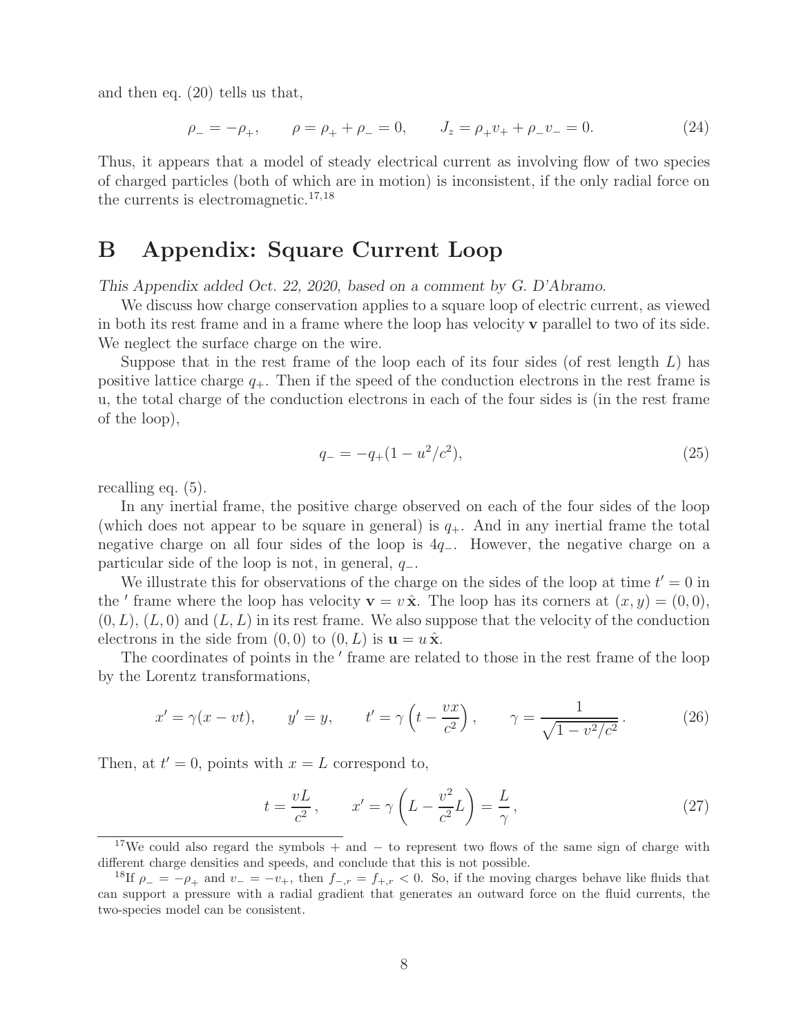and then eq. (20) tells us that,

$$\rho_- = -\rho_+, \qquad \rho = \rho_+ + \rho_- = 0, \qquad J_z = \rho_+ v_+ + \rho_- v_- = 0. \tag{24}$$

Thus, it appears that a model of steady electrical current as involving flow of two species of charged particles (both of which are in motion) is inconsistent, if the only radial force on the currents is electromagnetic.[17,18]

# B Appendix: Square Current Loop

*This Appendix added Oct. 22, 2020, based on a comment by G. D'Abramo.*

We discuss how charge conservation applies to a square loop of electric current, as viewed in both its rest frame and in a frame where the loop has velocity $\mathbf{v}$ parallel to two of its side. We neglect the surface charge on the wire.

Suppose that in the rest frame of the loop each of its four sides (of rest length $L$) has positive lattice charge $q_+$. Then if the speed of the conduction electrons in the rest frame is u, the total charge of the conduction electrons in each of the four sides is (in the rest frame of the loop),

$$q_- = -q_+(1 - u^2/c^2), \tag{25}$$

recalling eq. (5).

In any inertial frame, the positive charge observed on each of the four sides of the loop (which does not appear to be square in general) is $q_+$. And in any inertial frame the total negative charge on all four sides of the loop is $4q_-$. However, the negative charge on a particular side of the loop is not, in general, $q_-$.

We illustrate this for observations of the charge on the sides of the loop at time $t' = 0$ in the $'$ frame where the loop has velocity $\mathbf{v} = v\,\hat{\mathbf{x}}$. The loop has its corners at $(x, y) = (0, 0)$, $(0, L)$, $(L, 0)$ and $(L, L)$ in its rest frame. We also suppose that the velocity of the conduction electrons in the side from $(0, 0)$ to $(0, L)$ is $\mathbf{u} = u\,\hat{\mathbf{x}}$.

The coordinates of points in the $'$ frame are related to those in the rest frame of the loop by the Lorentz transformations,

$$x' = \gamma(x - vt), \qquad y' = y, \qquad t' = \gamma\left(t - \frac{vx}{c^2}\right), \qquad \gamma = \frac{1}{\sqrt{1 - v^2/c^2}}\,. \tag{26}$$

Then, at $t' = 0$, points with $x = L$ correspond to,

$$t = \frac{vL}{c^2}\,, \qquad x' = \gamma\left(L - \frac{v^2}{c^2}L\right) = \frac{L}{\gamma}\,, \tag{27}$$

[17] We could also regard the symbols + and − to represent two flows of the same sign of charge with different charge densities and speeds, and conclude that this is not possible.

[18] If $\rho_- = -\rho_+$ and $v_- = -v_+$, then $f_{-,r} = f_{+,r} < 0$. So, if the moving charges behave like fluids that can support a pressure with a radial gradient that generates an outward force on the fluid currents, the two-species model can be consistent.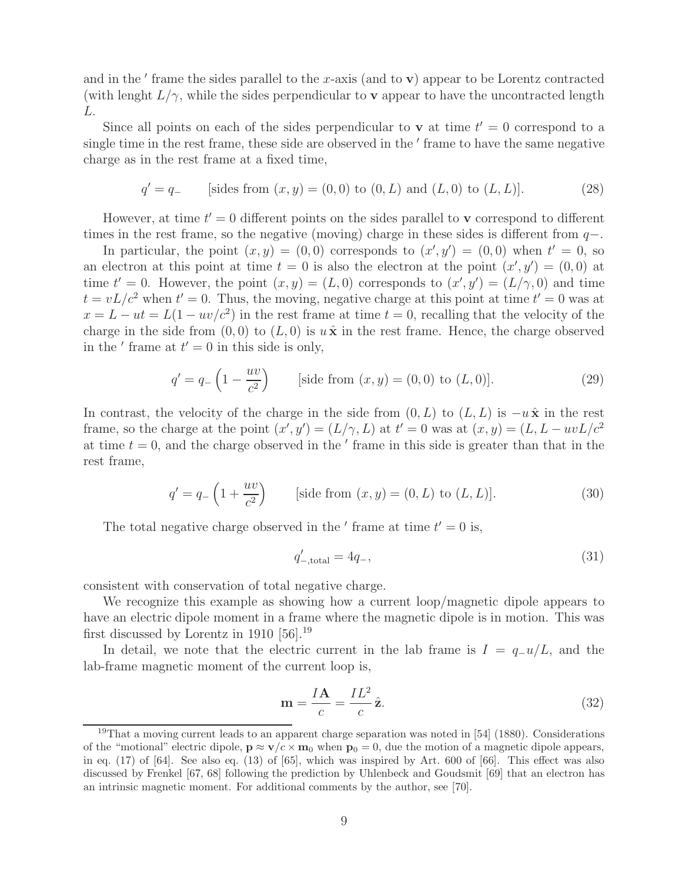and in the $'$ frame the sides parallel to the $x$-axis (and to $\mathbf{v}$) appear to be Lorentz contracted (with lenght $L/\gamma$, while the sides perpendicular to $\mathbf{v}$ appear to have the uncontracted length $L$.

Since all points on each of the sides perpendicular to $\mathbf{v}$ at time $t' = 0$ correspond to a single time in the rest frame, these side are observed in the $'$ frame to have the same negative charge as in the rest frame at a fixed time,

$$q' = q_- \qquad \text{[sides from } (x, y) = (0, 0) \text{ to } (0, L) \text{ and } (L, 0) \text{ to } (L, L)]. \tag{28}$$

However, at time $t' = 0$ different points on the sides parallel to $\mathbf{v}$ correspond to different times in the rest frame, so the negative (moving) charge in these sides is different from $q-$.

In particular, the point $(x, y) = (0, 0)$ corresponds to $(x', y') = (0, 0)$ when $t' = 0$, so an electron at this point at time $t = 0$ is also the electron at the point $(x', y') = (0, 0)$ at time $t' = 0$. However, the point $(x, y) = (L, 0)$ corresponds to $(x', y') = (L/\gamma, 0)$ and time $t = vL/c^2$ when $t' = 0$. Thus, the moving, negative charge at this point at time $t' = 0$ was at $x = L - ut = L(1 - uv/c^2)$ in the rest frame at time $t = 0$, recalling that the velocity of the charge in the side from $(0, 0)$ to $(L, 0)$ is $u\,\hat{\mathbf{x}}$ in the rest frame. Hence, the charge observed in the $'$ frame at $t' = 0$ in this side is only,

$$q' = q_- \left(1 - \frac{uv}{c^2}\right) \qquad \text{[side from } (x, y) = (0, 0) \text{ to } (L, 0)]. \tag{29}$$

In contrast, the velocity of the charge in the side from $(0, L)$ to $(L, L)$ is $-u\,\hat{\mathbf{x}}$ in the rest frame, so the charge at the point $(x', y') = (L/\gamma, L)$ at $t' = 0$ was at $(x, y) = (L, L - uvL/c^2$ at time $t = 0$, and the charge observed in the $'$ frame in this side is greater than that in the rest frame,

$$q' = q_- \left(1 + \frac{uv}{c^2}\right) \qquad \text{[side from } (x, y) = (0, L) \text{ to } (L, L)]. \tag{30}$$

The total negative charge observed in the $'$ frame at time $t' = 0$ is,

$$q'_{-,\text{total}} = 4q_-, \tag{31}$$

consistent with conservation of total negative charge.

We recognize this example as showing how a current loop/magnetic dipole appears to have an electric dipole moment in a frame where the magnetic dipole is in motion. This was first discussed by Lorentz in 1910 [56].[19]

In detail, we note that the electric current in the lab frame is $I = q_- u/L$, and the lab-frame magnetic moment of the current loop is,

$$\mathbf{m} = \frac{I\mathbf{A}}{c} = \frac{IL^2}{c}\,\hat{\mathbf{z}}. \tag{32}$$

---

[19] That a moving current leads to an apparent charge separation was noted in [54] (1880). Considerations of the "motional" electric dipole, $\mathbf{p} \approx \mathbf{v}/c \times \mathbf{m}_0$ when $\mathbf{p}_0 = 0$, due the motion of a magnetic dipole appears, in eq. (17) of [64]. See also eq. (13) of [65], which was inspired by Art. 600 of [66]. This effect was also discussed by Frenkel [67, 68] following the prediction by Uhlenbeck and Goudsmit [69] that an electron has an intrinsic magnetic moment. For additional comments by the author, see [70].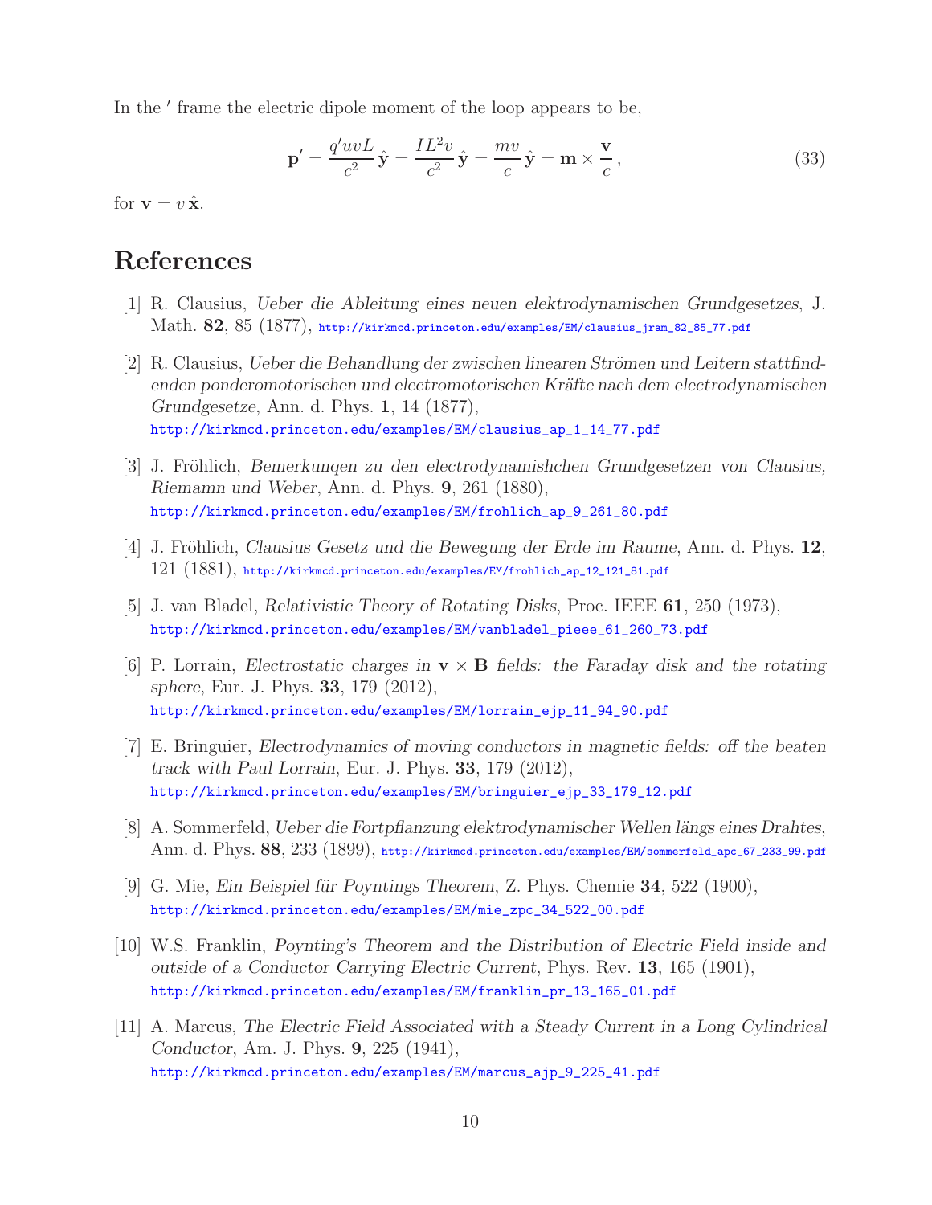In the $'$ frame the electric dipole moment of the loop appears to be,

$$\mathbf{p}' = \frac{q' u v L}{c^2}\,\hat{\mathbf{y}} = \frac{I L^2 v}{c^2}\,\hat{\mathbf{y}} = \frac{m v}{c}\,\hat{\mathbf{y}} = \mathbf{m} \times \frac{\mathbf{v}}{c}\,, \tag{33}$$

for $\mathbf{v} = v\,\hat{\mathbf{x}}$.

# References

[1] R. Clausius, *Ueber die Ableitung eines neuen elektrodynamischen Grundgesetzes*, J. Math. **82**, 85 (1877), http://kirkmcd.princeton.edu/examples/EM/clausius_jram_82_85_77.pdf

[2] R. Clausius, *Ueber die Behandlung der zwischen linearen Strömen und Leitern stattfindenden ponderomotorischen und electromotorischen Kräfte nach dem electrodynamischen Grundgesetze*, Ann. d. Phys. **1**, 14 (1877), http://kirkmcd.princeton.edu/examples/EM/clausius_ap_1_14_77.pdf

[3] J. Fröhlich, *Bemerkunqen zu den electrodynamishchen Grundgesetzen von Clausius, Riemamn und Weber*, Ann. d. Phys. **9**, 261 (1880), http://kirkmcd.princeton.edu/examples/EM/frohlich_ap_9_261_80.pdf

[4] J. Fröhlich, *Clausius Gesetz und die Bewegung der Erde im Raume*, Ann. d. Phys. **12**, 121 (1881), http://kirkmcd.princeton.edu/examples/EM/frohlich_ap_12_121_81.pdf

[5] J. van Bladel, *Relativistic Theory of Rotating Disks*, Proc. IEEE **61**, 250 (1973), http://kirkmcd.princeton.edu/examples/EM/vanbladel_pieee_61_260_73.pdf

[6] P. Lorrain, *Electrostatic charges in* $\mathbf{v} \times \mathbf{B}$ *fields: the Faraday disk and the rotating sphere*, Eur. J. Phys. **33**, 179 (2012), http://kirkmcd.princeton.edu/examples/EM/lorrain_ejp_11_94_90.pdf

[7] E. Bringuier, *Electrodynamics of moving conductors in magnetic fields: off the beaten track with Paul Lorrain*, Eur. J. Phys. **33**, 179 (2012), http://kirkmcd.princeton.edu/examples/EM/bringuier_ejp_33_179_12.pdf

[8] A. Sommerfeld, *Ueber die Fortpflanzung elektrodynamischer Wellen längs eines Drahtes*, Ann. d. Phys. **88**, 233 (1899), http://kirkmcd.princeton.edu/examples/EM/sommerfeld_apc_67_233_99.pdf

[9] G. Mie, *Ein Beispiel für Poyntings Theorem*, Z. Phys. Chemie **34**, 522 (1900), http://kirkmcd.princeton.edu/examples/EM/mie_zpc_34_522_00.pdf

[10] W.S. Franklin, *Poynting's Theorem and the Distribution of Electric Field inside and outside of a Conductor Carrying Electric Current*, Phys. Rev. **13**, 165 (1901), http://kirkmcd.princeton.edu/examples/EM/franklin_pr_13_165_01.pdf

[11] A. Marcus, *The Electric Field Associated with a Steady Current in a Long Cylindrical Conductor*, Am. J. Phys. **9**, 225 (1941), http://kirkmcd.princeton.edu/examples/EM/marcus_ajp_9_225_41.pdf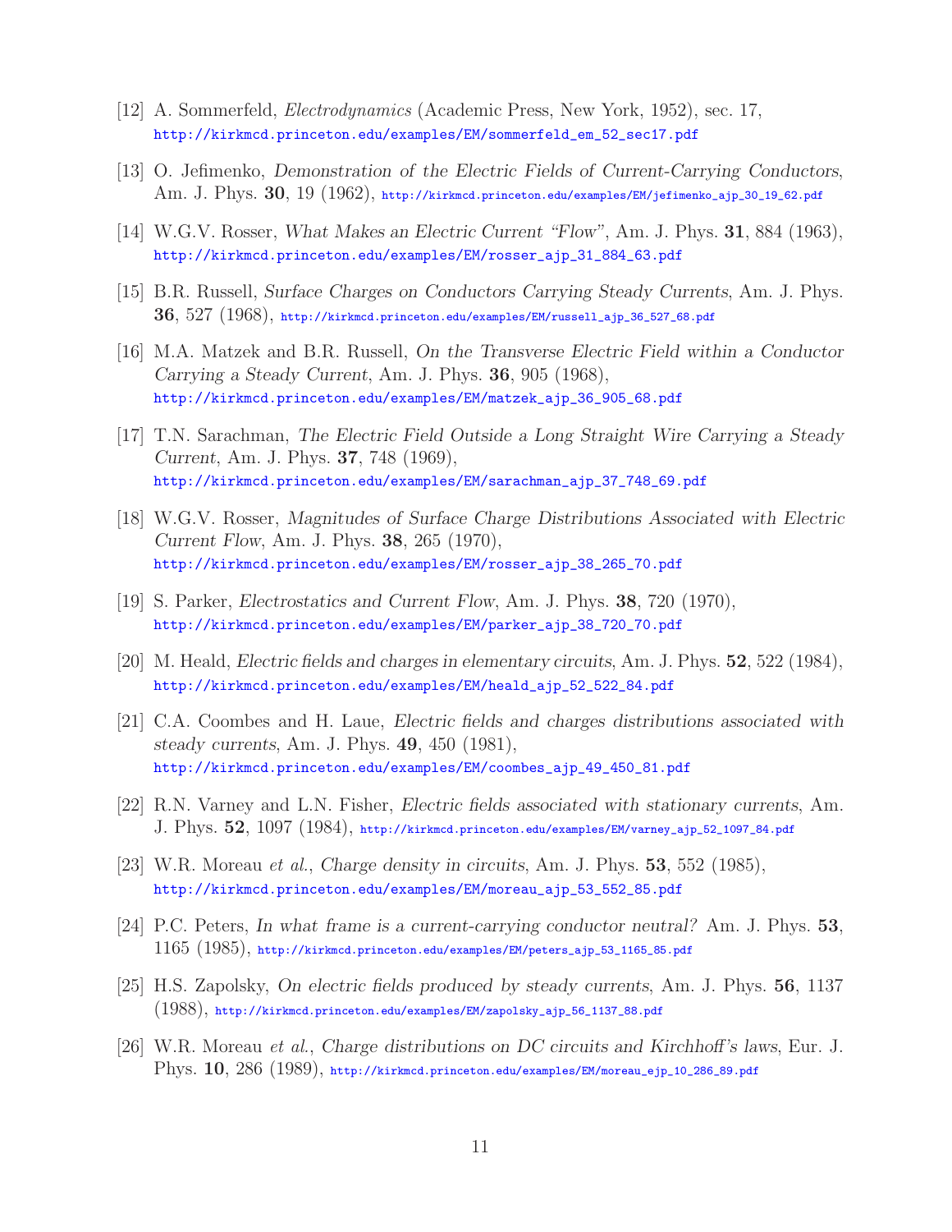[12] A. Sommerfeld, *Electrodynamics* (Academic Press, New York, 1952), sec. 17, http://kirkmcd.princeton.edu/examples/EM/sommerfeld_em_52_sec17.pdf

[13] O. Jefimenko, *Demonstration of the Electric Fields of Current-Carrying Conductors*, Am. J. Phys. **30**, 19 (1962), http://kirkmcd.princeton.edu/examples/EM/jefimenko_ajp_30_19_62.pdf

[14] W.G.V. Rosser, *What Makes an Electric Current "Flow"*, Am. J. Phys. **31**, 884 (1963), http://kirkmcd.princeton.edu/examples/EM/rosser_ajp_31_884_63.pdf

[15] B.R. Russell, *Surface Charges on Conductors Carrying Steady Currents*, Am. J. Phys. **36**, 527 (1968), http://kirkmcd.princeton.edu/examples/EM/russell_ajp_36_527_68.pdf

[16] M.A. Matzek and B.R. Russell, *On the Transverse Electric Field within a Conductor Carrying a Steady Current*, Am. J. Phys. **36**, 905 (1968), http://kirkmcd.princeton.edu/examples/EM/matzek_ajp_36_905_68.pdf

[17] T.N. Sarachman, *The Electric Field Outside a Long Straight Wire Carrying a Steady Current*, Am. J. Phys. **37**, 748 (1969), http://kirkmcd.princeton.edu/examples/EM/sarachman_ajp_37_748_69.pdf

[18] W.G.V. Rosser, *Magnitudes of Surface Charge Distributions Associated with Electric Current Flow*, Am. J. Phys. **38**, 265 (1970), http://kirkmcd.princeton.edu/examples/EM/rosser_ajp_38_265_70.pdf

[19] S. Parker, *Electrostatics and Current Flow*, Am. J. Phys. **38**, 720 (1970), http://kirkmcd.princeton.edu/examples/EM/parker_ajp_38_720_70.pdf

[20] M. Heald, *Electric fields and charges in elementary circuits*, Am. J. Phys. **52**, 522 (1984), http://kirkmcd.princeton.edu/examples/EM/heald_ajp_52_522_84.pdf

[21] C.A. Coombes and H. Laue, *Electric fields and charges distributions associated with steady currents*, Am. J. Phys. **49**, 450 (1981), http://kirkmcd.princeton.edu/examples/EM/coombes_ajp_49_450_81.pdf

[22] R.N. Varney and L.N. Fisher, *Electric fields associated with stationary currents*, Am. J. Phys. **52**, 1097 (1984), http://kirkmcd.princeton.edu/examples/EM/varney_ajp_52_1097_84.pdf

[23] W.R. Moreau *et al.*, *Charge density in circuits*, Am. J. Phys. **53**, 552 (1985), http://kirkmcd.princeton.edu/examples/EM/moreau_ajp_53_552_85.pdf

[24] P.C. Peters, *In what frame is a current-carrying conductor neutral?* Am. J. Phys. **53**, 1165 (1985), http://kirkmcd.princeton.edu/examples/EM/peters_ajp_53_1165_85.pdf

[25] H.S. Zapolsky, *On electric fields produced by steady currents*, Am. J. Phys. **56**, 1137 (1988), http://kirkmcd.princeton.edu/examples/EM/zapolsky_ajp_56_1137_88.pdf

[26] W.R. Moreau *et al.*, *Charge distributions on DC circuits and Kirchhoff's laws*, Eur. J. Phys. **10**, 286 (1989), http://kirkmcd.princeton.edu/examples/EM/moreau_ejp_10_286_89.pdf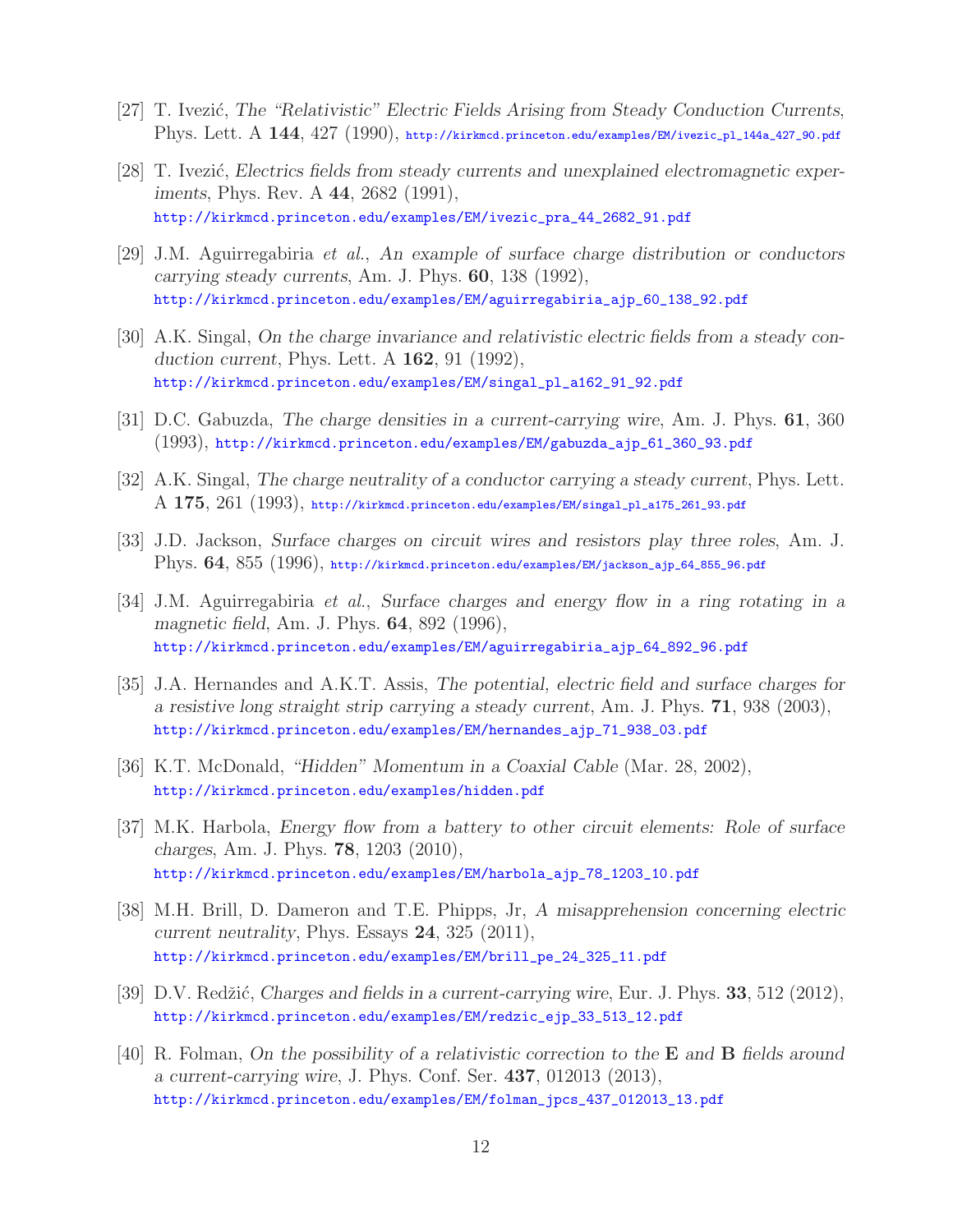[27] T. Ivezić, *The "Relativistic" Electric Fields Arising from Steady Conduction Currents*, Phys. Lett. A **144**, 427 (1990), http://kirkmcd.princeton.edu/examples/EM/ivezic_pl_144a_427_90.pdf

[28] T. Ivezić, *Electrics fields from steady currents and unexplained electromagnetic experiments*, Phys. Rev. A **44**, 2682 (1991), http://kirkmcd.princeton.edu/examples/EM/ivezic_pra_44_2682_91.pdf

[29] J.M. Aguirregabiria *et al.*, *An example of surface charge distribution or conductors carrying steady currents*, Am. J. Phys. **60**, 138 (1992), http://kirkmcd.princeton.edu/examples/EM/aguirregabiria_ajp_60_138_92.pdf

[30] A.K. Singal, *On the charge invariance and relativistic electric fields from a steady conduction current*, Phys. Lett. A **162**, 91 (1992), http://kirkmcd.princeton.edu/examples/EM/singal_pl_a162_91_92.pdf

[31] D.C. Gabuzda, *The charge densities in a current-carrying wire*, Am. J. Phys. **61**, 360 (1993), http://kirkmcd.princeton.edu/examples/EM/gabuzda_ajp_61_360_93.pdf

[32] A.K. Singal, *The charge neutrality of a conductor carrying a steady current*, Phys. Lett. A **175**, 261 (1993), http://kirkmcd.princeton.edu/examples/EM/singal_pl_a175_261_93.pdf

[33] J.D. Jackson, *Surface charges on circuit wires and resistors play three roles*, Am. J. Phys. **64**, 855 (1996), http://kirkmcd.princeton.edu/examples/EM/jackson_ajp_64_855_96.pdf

[34] J.M. Aguirregabiria *et al.*, *Surface charges and energy flow in a ring rotating in a magnetic field*, Am. J. Phys. **64**, 892 (1996), http://kirkmcd.princeton.edu/examples/EM/aguirregabiria_ajp_64_892_96.pdf

[35] J.A. Hernandes and A.K.T. Assis, *The potential, electric field and surface charges for a resistive long straight strip carrying a steady current*, Am. J. Phys. **71**, 938 (2003), http://kirkmcd.princeton.edu/examples/EM/hernandes_ajp_71_938_03.pdf

[36] K.T. McDonald, *"Hidden" Momentum in a Coaxial Cable* (Mar. 28, 2002), http://kirkmcd.princeton.edu/examples/hidden.pdf

[37] M.K. Harbola, *Energy flow from a battery to other circuit elements: Role of surface charges*, Am. J. Phys. **78**, 1203 (2010), http://kirkmcd.princeton.edu/examples/EM/harbola_ajp_78_1203_10.pdf

[38] M.H. Brill, D. Dameron and T.E. Phipps, Jr, *A misapprehension concerning electric current neutrality*, Phys. Essays **24**, 325 (2011), http://kirkmcd.princeton.edu/examples/EM/brill_pe_24_325_11.pdf

[39] D.V. Redžić, *Charges and fields in a current-carrying wire*, Eur. J. Phys. **33**, 512 (2012), http://kirkmcd.princeton.edu/examples/EM/redzic_ejp_33_513_12.pdf

[40] R. Folman, *On the possibility of a relativistic correction to the* **E** *and* **B** *fields around a current-carrying wire*, J. Phys. Conf. Ser. **437**, 012013 (2013), http://kirkmcd.princeton.edu/examples/EM/folman_jpcs_437_012013_13.pdf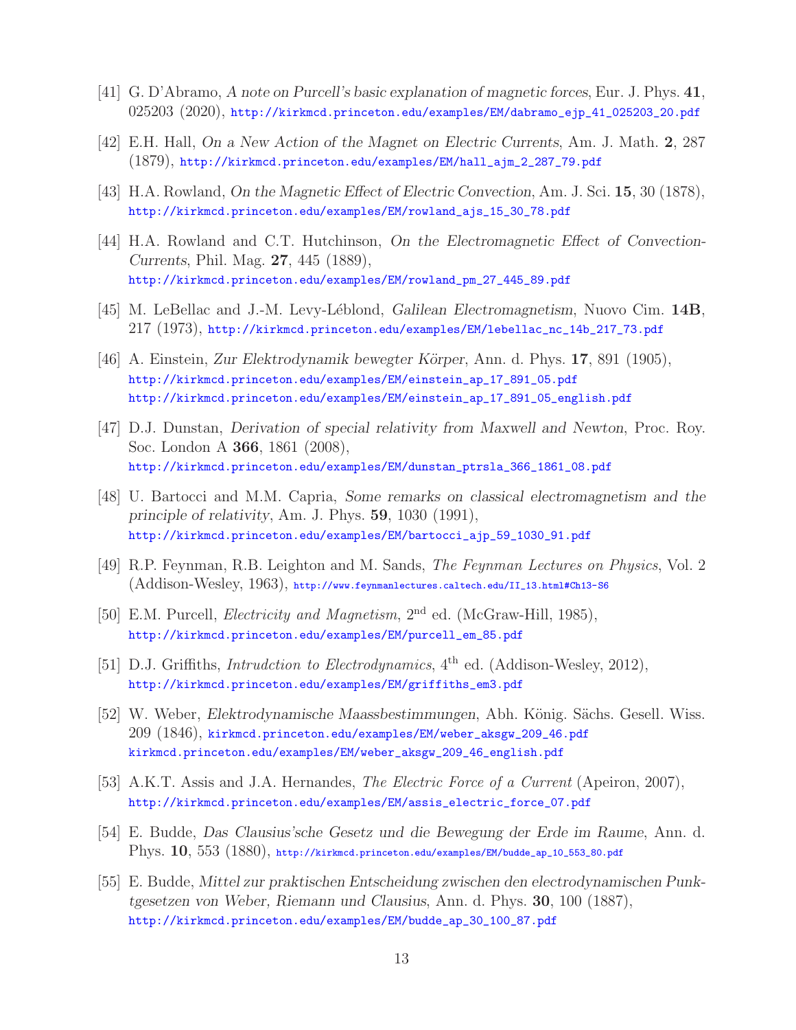[41] G. D'Abramo, *A note on Purcell's basic explanation of magnetic forces*, Eur. J. Phys. **41**, 025203 (2020), http://kirkmcd.princeton.edu/examples/EM/dabramo_ejp_41_025203_20.pdf

[42] E.H. Hall, *On a New Action of the Magnet on Electric Currents*, Am. J. Math. **2**, 287 (1879), http://kirkmcd.princeton.edu/examples/EM/hall_ajm_2_287_79.pdf

[43] H.A. Rowland, *On the Magnetic Effect of Electric Convection*, Am. J. Sci. **15**, 30 (1878), http://kirkmcd.princeton.edu/examples/EM/rowland_ajs_15_30_78.pdf

[44] H.A. Rowland and C.T. Hutchinson, *On the Electromagnetic Effect of Convection-Currents*, Phil. Mag. **27**, 445 (1889), http://kirkmcd.princeton.edu/examples/EM/rowland_pm_27_445_89.pdf

[45] M. LeBellac and J.-M. Levy-Léblond, *Galilean Electromagnetism*, Nuovo Cim. **14B**, 217 (1973), http://kirkmcd.princeton.edu/examples/EM/lebellac_nc_14b_217_73.pdf

[46] A. Einstein, *Zur Elektrodynamik bewegter Körper*, Ann. d. Phys. **17**, 891 (1905), http://kirkmcd.princeton.edu/examples/EM/einstein_ap_17_891_05.pdf http://kirkmcd.princeton.edu/examples/EM/einstein_ap_17_891_05_english.pdf

[47] D.J. Dunstan, *Derivation of special relativity from Maxwell and Newton*, Proc. Roy. Soc. London A **366**, 1861 (2008), http://kirkmcd.princeton.edu/examples/EM/dunstan_ptrsla_366_1861_08.pdf

[48] U. Bartocci and M.M. Capria, *Some remarks on classical electromagnetism and the principle of relativity*, Am. J. Phys. **59**, 1030 (1991), http://kirkmcd.princeton.edu/examples/EM/bartocci_ajp_59_1030_91.pdf

[49] R.P. Feynman, R.B. Leighton and M. Sands, *The Feynman Lectures on Physics*, Vol. 2 (Addison-Wesley, 1963), http://www.feynmanlectures.caltech.edu/II_13.html#Ch13-S6

[50] E.M. Purcell, *Electricity and Magnetism*, 2nd ed. (McGraw-Hill, 1985), http://kirkmcd.princeton.edu/examples/EM/purcell_em_85.pdf

[51] D.J. Griffiths, *Intrudction to Electrodynamics*, 4th ed. (Addison-Wesley, 2012), http://kirkmcd.princeton.edu/examples/EM/griffiths_em3.pdf

[52] W. Weber, *Elektrodynamische Maassbestimmungen*, Abh. König. Sächs. Gesell. Wiss. 209 (1846), kirkmcd.princeton.edu/examples/EM/weber_aksgw_209_46.pdf kirkmcd.princeton.edu/examples/EM/weber_aksgw_209_46_english.pdf

[53] A.K.T. Assis and J.A. Hernandes, *The Electric Force of a Current* (Apeiron, 2007), http://kirkmcd.princeton.edu/examples/EM/assis_electric_force_07.pdf

[54] E. Budde, *Das Clausius'sche Gesetz und die Bewegung der Erde im Raume*, Ann. d. Phys. **10**, 553 (1880), http://kirkmcd.princeton.edu/examples/EM/budde_ap_10_553_80.pdf

[55] E. Budde, *Mittel zur praktischen Entscheidung zwischen den electrodynamischen Punktgesetzen von Weber, Riemann und Clausius*, Ann. d. Phys. **30**, 100 (1887), http://kirkmcd.princeton.edu/examples/EM/budde_ap_30_100_87.pdf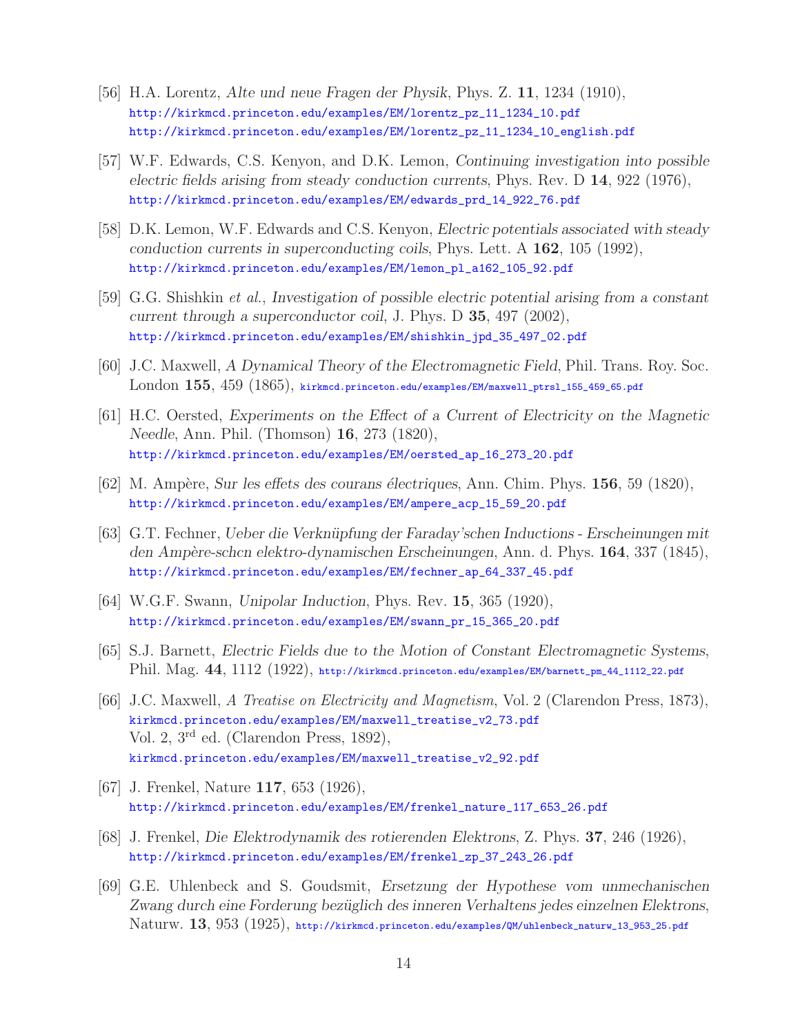[56] H.A. Lorentz, *Alte und neue Fragen der Physik*, Phys. Z. **11**, 1234 (1910),
http://kirkmcd.princeton.edu/examples/EM/lorentz_pz_11_1234_10.pdf
http://kirkmcd.princeton.edu/examples/EM/lorentz_pz_11_1234_10_english.pdf

[57] W.F. Edwards, C.S. Kenyon, and D.K. Lemon, *Continuing investigation into possible electric fields arising from steady conduction currents*, Phys. Rev. D **14**, 922 (1976),
http://kirkmcd.princeton.edu/examples/EM/edwards_prd_14_922_76.pdf

[58] D.K. Lemon, W.F. Edwards and C.S. Kenyon, *Electric potentials associated with steady conduction currents in superconducting coils*, Phys. Lett. A **162**, 105 (1992),
http://kirkmcd.princeton.edu/examples/EM/lemon_pl_a162_105_92.pdf

[59] G.G. Shishkin *et al.*, *Investigation of possible electric potential arising from a constant current through a superconductor coil*, J. Phys. D **35**, 497 (2002),
http://kirkmcd.princeton.edu/examples/EM/shishkin_jpd_35_497_02.pdf

[60] J.C. Maxwell, *A Dynamical Theory of the Electromagnetic Field*, Phil. Trans. Roy. Soc. London **155**, 459 (1865), kirkmcd.princeton.edu/examples/EM/maxwell_ptrsl_155_459_65.pdf

[61] H.C. Oersted, *Experiments on the Effect of a Current of Electricity on the Magnetic Needle*, Ann. Phil. (Thomson) **16**, 273 (1820),
http://kirkmcd.princeton.edu/examples/EM/oersted_ap_16_273_20.pdf

[62] M. Ampère, *Sur les effets des courans électriques*, Ann. Chim. Phys. **156**, 59 (1820),
http://kirkmcd.princeton.edu/examples/EM/ampere_acp_15_59_20.pdf

[63] G.T. Fechner, *Ueber die Verknüpfung der Faraday'schen Inductions - Erscheinungen mit den Ampère-schcn elektro-dynamischen Erscheinungen*, Ann. d. Phys. **164**, 337 (1845),
http://kirkmcd.princeton.edu/examples/EM/fechner_ap_64_337_45.pdf

[64] W.G.F. Swann, *Unipolar Induction*, Phys. Rev. **15**, 365 (1920),
http://kirkmcd.princeton.edu/examples/EM/swann_pr_15_365_20.pdf

[65] S.J. Barnett, *Electric Fields due to the Motion of Constant Electromagnetic Systems*, Phil. Mag. **44**, 1112 (1922), http://kirkmcd.princeton.edu/examples/EM/barnett_pm_44_1112_22.pdf

[66] J.C. Maxwell, *A Treatise on Electricity and Magnetism*, Vol. 2 (Clarendon Press, 1873),
kirkmcd.princeton.edu/examples/EM/maxwell_treatise_v2_73.pdf
Vol. 2, 3rd ed. (Clarendon Press, 1892),
kirkmcd.princeton.edu/examples/EM/maxwell_treatise_v2_92.pdf

[67] J. Frenkel, Nature **117**, 653 (1926),
http://kirkmcd.princeton.edu/examples/EM/frenkel_nature_117_653_26.pdf

[68] J. Frenkel, *Die Elektrodynamik des rotierenden Elektrons*, Z. Phys. **37**, 246 (1926),
http://kirkmcd.princeton.edu/examples/EM/frenkel_zp_37_243_26.pdf

[69] G.E. Uhlenbeck and S. Goudsmit, *Ersetzung der Hypothese vom unmechanischen Zwang durch eine Forderung bezüglich des inneren Verhaltens jedes einzelnen Elektrons*, Naturw. **13**, 953 (1925), http://kirkmcd.princeton.edu/examples/QM/uhlenbeck_naturw_13_953_25.pdf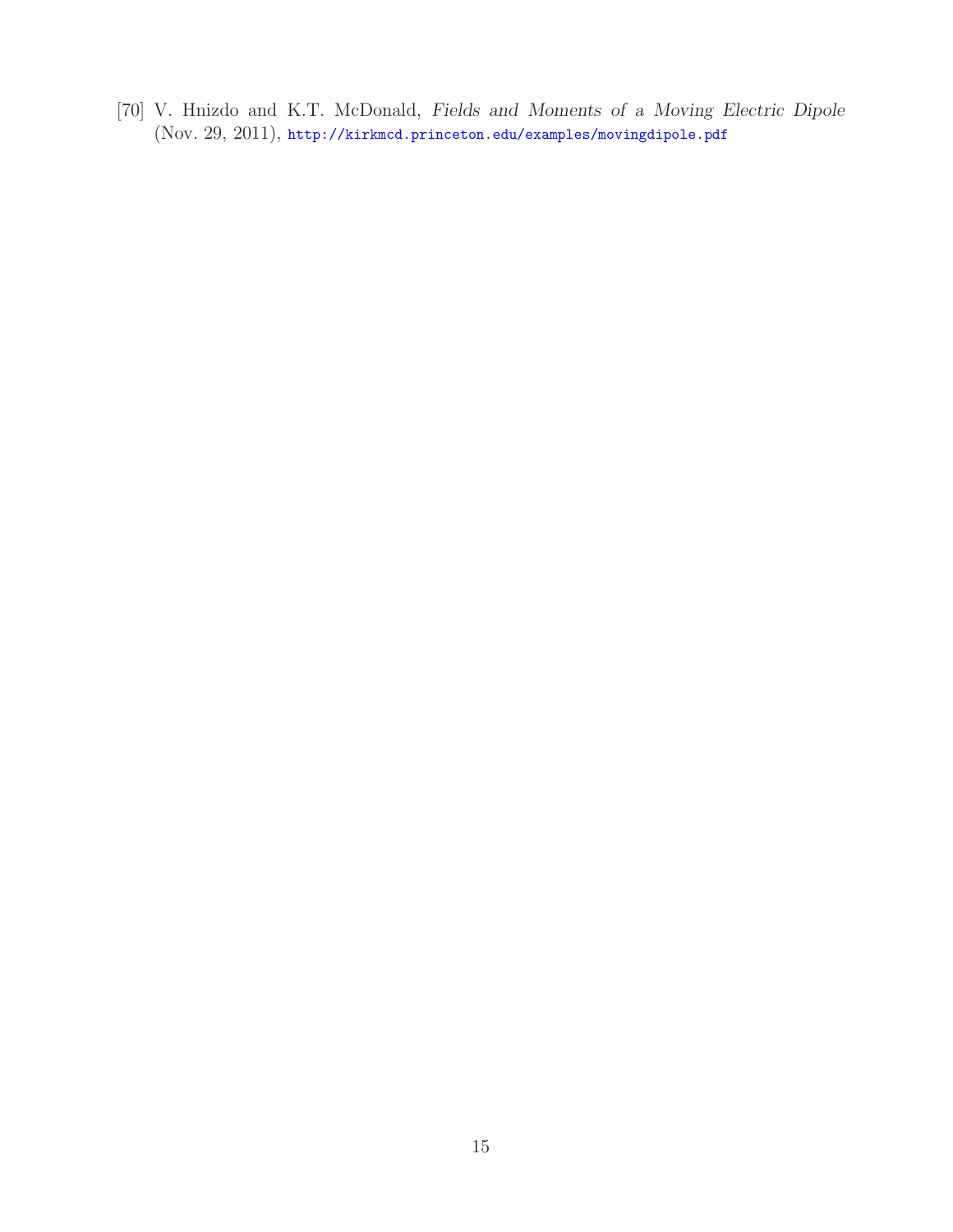[70] V. Hnizdo and K.T. McDonald, *Fields and Moments of a Moving Electric Dipole* (Nov. 29, 2011), http://kirkmcd.princeton.edu/examples/movingdipole.pdf